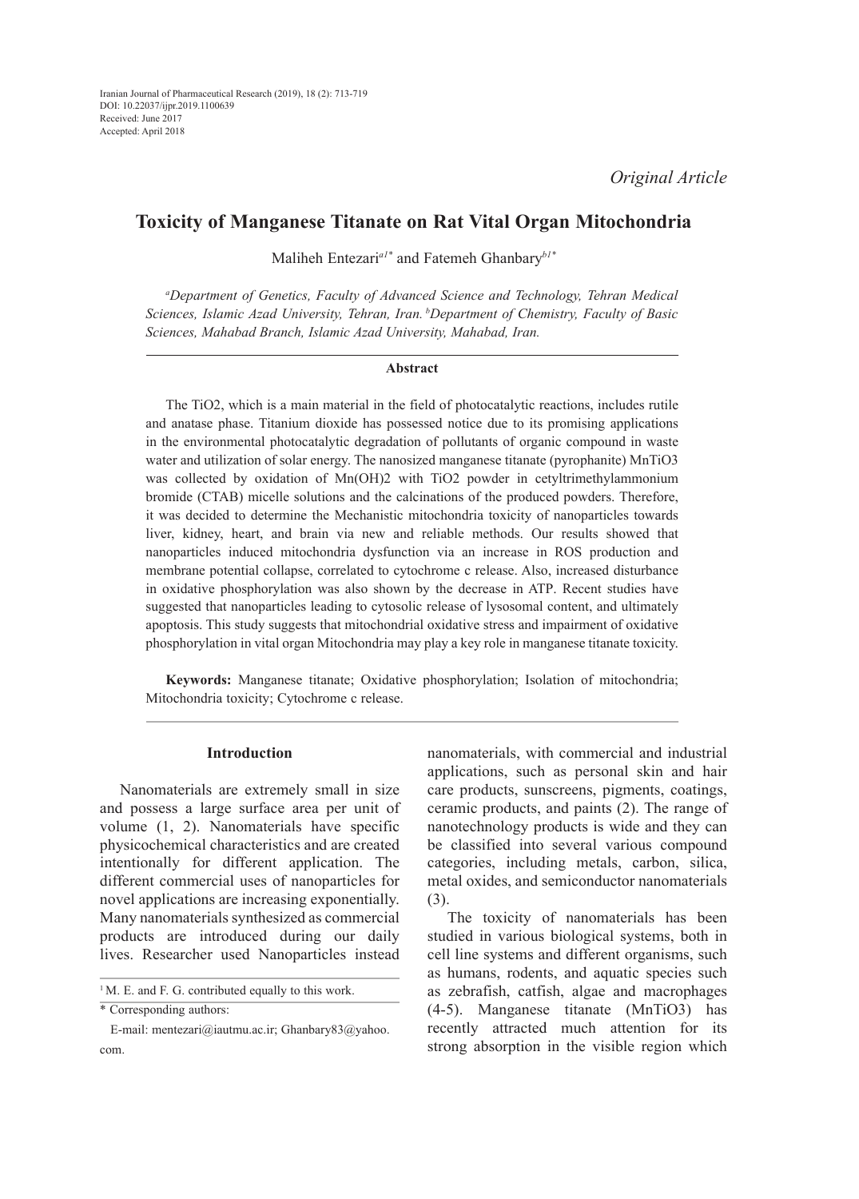Iranian Journal of Pharmaceutical Research (2019), 18 (2): 713-719
DOI: 10.22037/ijpr.2019.1100639
Received: June 2017
Accepted: April 2018

*Original Article*

# Toxicity of Manganese Titanate on Rat Vital Organ Mitochondria

Maliheh Entezari[a1*] and Fatemeh Ghanbary[b1*]

*[a]Department of Genetics, Faculty of Advanced Science and Technology, Tehran Medical Sciences, Islamic Azad University, Tehran, Iran. [b]Department of Chemistry, Faculty of Basic Sciences, Mahabad Branch, Islamic Azad University, Mahabad, Iran.*

## Abstract

The TiO2, which is a main material in the field of photocatalytic reactions, includes rutile and anatase phase. Titanium dioxide has possessed notice due to its promising applications in the environmental photocatalytic degradation of pollutants of organic compound in waste water and utilization of solar energy. The nanosized manganese titanate (pyrophanite) MnTiO3 was collected by oxidation of Mn(OH)2 with TiO2 powder in cetyltrimethylammonium bromide (CTAB) micelle solutions and the calcinations of the produced powders. Therefore, it was decided to determine the Mechanistic mitochondria toxicity of nanoparticles towards liver, kidney, heart, and brain via new and reliable methods. Our results showed that nanoparticles induced mitochondria dysfunction via an increase in ROS production and membrane potential collapse, correlated to cytochrome c release. Also, increased disturbance in oxidative phosphorylation was also shown by the decrease in ATP. Recent studies have suggested that nanoparticles leading to cytosolic release of lysosomal content, and ultimately apoptosis. This study suggests that mitochondrial oxidative stress and impairment of oxidative phosphorylation in vital organ Mitochondria may play a key role in manganese titanate toxicity.

**Keywords:** Manganese titanate; Oxidative phosphorylation; Isolation of mitochondria; Mitochondria toxicity; Cytochrome c release.

## Introduction

Nanomaterials are extremely small in size and possess a large surface area per unit of volume (1, 2). Nanomaterials have specific physicochemical characteristics and are created intentionally for different application. The different commercial uses of nanoparticles for novel applications are increasing exponentially. Many nanomaterials synthesized as commercial products are introduced during our daily lives. Researcher used Nanoparticles instead nanomaterials, with commercial and industrial applications, such as personal skin and hair care products, sunscreens, pigments, coatings, ceramic products, and paints (2). The range of nanotechnology products is wide and they can be classified into several various compound categories, including metals, carbon, silica, metal oxides, and semiconductor nanomaterials (3).

The toxicity of nanomaterials has been studied in various biological systems, both in cell line systems and different organisms, such as humans, rodents, and aquatic species such as zebrafish, catfish, algae and macrophages (4-5). Manganese titanate (MnTiO3) has recently attracted much attention for its strong absorption in the visible region which

[1] M. E. and F. G. contributed equally to this work.

\* Corresponding authors:

E-mail: mentezari@iautmu.ac.ir; Ghanbary83@yahoo.com.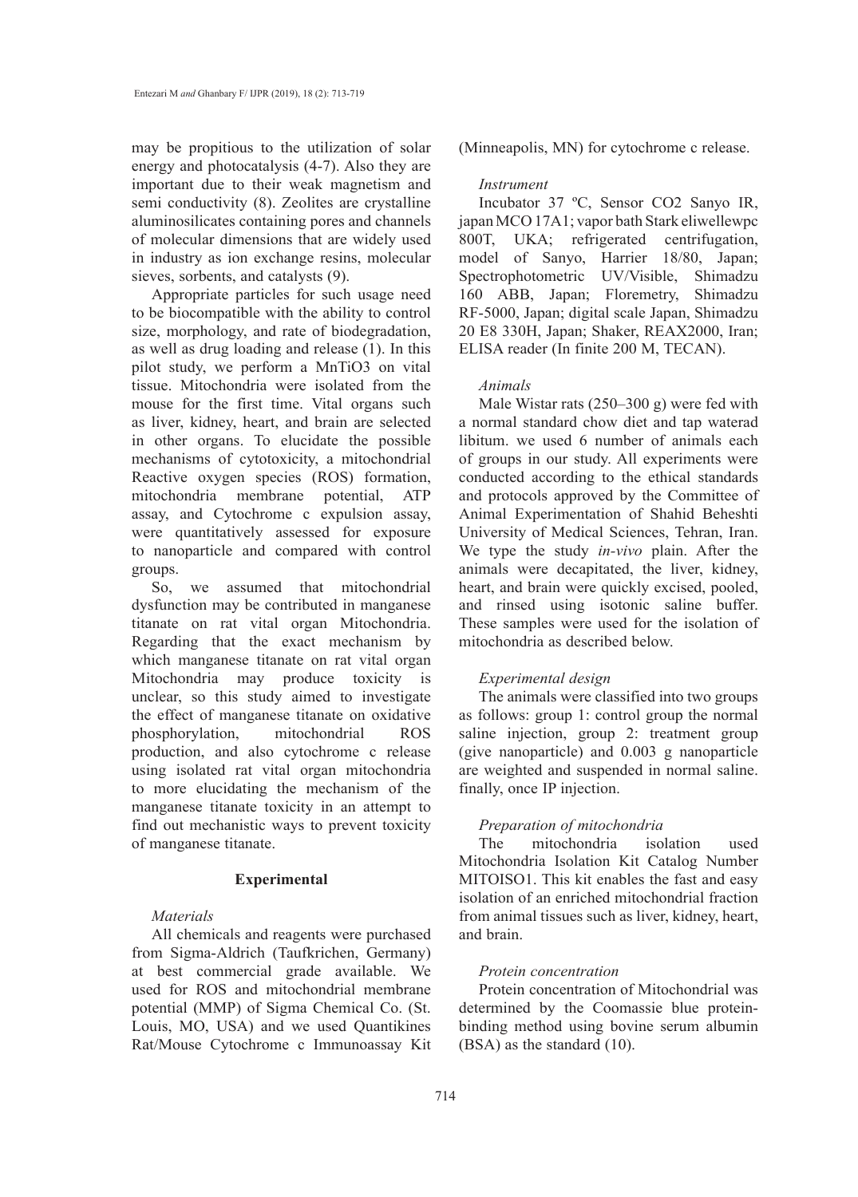may be propitious to the utilization of solar energy and photocatalysis (4-7). Also they are important due to their weak magnetism and semi conductivity (8). Zeolites are crystalline aluminosilicates containing pores and channels of molecular dimensions that are widely used in industry as ion exchange resins, molecular sieves, sorbents, and catalysts (9).

Appropriate particles for such usage need to be biocompatible with the ability to control size, morphology, and rate of biodegradation, as well as drug loading and release (1). In this pilot study, we perform a $MnTiO_3$ on vital tissue. Mitochondria were isolated from the mouse for the first time. Vital organs such as liver, kidney, heart, and brain are selected in other organs. To elucidate the possible mechanisms of cytotoxicity, a mitochondrial Reactive oxygen species (ROS) formation, mitochondria membrane potential, ATP assay, and Cytochrome c expulsion assay, were quantitatively assessed for exposure to nanoparticle and compared with control groups.

So, we assumed that mitochondrial dysfunction may be contributed in manganese titanate on rat vital organ Mitochondria. Regarding that the exact mechanism by which manganese titanate on rat vital organ Mitochondria may produce toxicity is unclear, so this study aimed to investigate the effect of manganese titanate on oxidative phosphorylation, mitochondrial ROS production, and also cytochrome c release using isolated rat vital organ mitochondria to more elucidating the mechanism of the manganese titanate toxicity in an attempt to find out mechanistic ways to prevent toxicity of manganese titanate.

## Experimental

### *Materials*

All chemicals and reagents were purchased from Sigma-Aldrich (Taufkrichen, Germany) at best commercial grade available. We used for ROS and mitochondrial membrane potential (MMP) of Sigma Chemical Co. (St. Louis, MO, USA) and we used Quantikines Rat/Mouse Cytochrome c Immunoassay Kit (Minneapolis, MN) for cytochrome c release.

### *Instrument*

Incubator 37 ºC, Sensor CO2 Sanyo IR, japan MCO 17A1; vapor bath Stark eliwellewpc 800T, UKA; refrigerated centrifugation, model of Sanyo, Harrier 18/80, Japan; Spectrophotometric UV/Visible, Shimadzu 160 ABB, Japan; Floremetry, Shimadzu RF-5000, Japan; digital scale Japan, Shimadzu 20 E8 330H, Japan; Shaker, REAX2000, Iran; ELISA reader (In finite 200 M, TECAN).

### *Animals*

Male Wistar rats (250–300 g) were fed with a normal standard chow diet and tap waterad libitum. we used 6 number of animals each of groups in our study. All experiments were conducted according to the ethical standards and protocols approved by the Committee of Animal Experimentation of Shahid Beheshti University of Medical Sciences, Tehran, Iran. We type the study *in-vivo* plain. After the animals were decapitated, the liver, kidney, heart, and brain were quickly excised, pooled, and rinsed using isotonic saline buffer. These samples were used for the isolation of mitochondria as described below.

### *Experimental design*

The animals were classified into two groups as follows: group 1: control group the normal saline injection, group 2: treatment group (give nanoparticle) and 0.003 g nanoparticle are weighted and suspended in normal saline. finally, once IP injection.

### *Preparation of mitochondria*

The mitochondria isolation used Mitochondria Isolation Kit Catalog Number MITOISO1. This kit enables the fast and easy isolation of an enriched mitochondrial fraction from animal tissues such as liver, kidney, heart, and brain.

### *Protein concentration*

Protein concentration of Mitochondrial was determined by the Coomassie blue protein-binding method using bovine serum albumin (BSA) as the standard (10).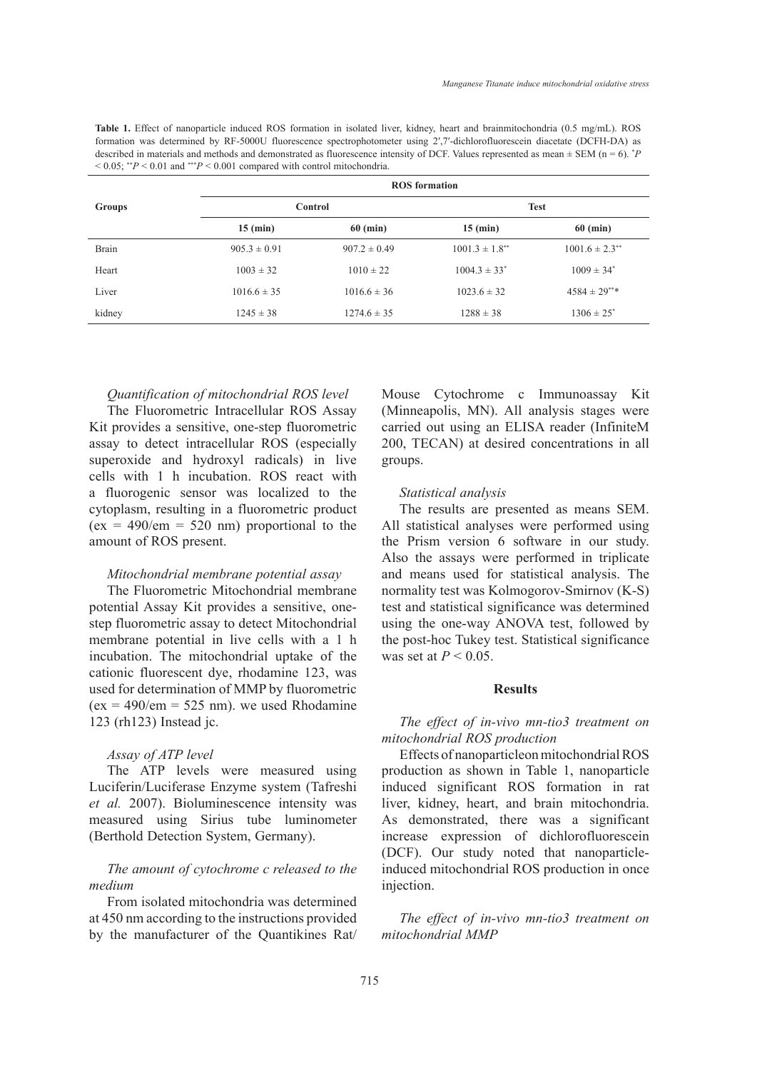**Table 1.** Effect of nanoparticle induced ROS formation in isolated liver, kidney, heart and brainmitochondria (0.5 mg/mL). ROS formation was determined by RF-5000U fluorescence spectrophotometer using 2′,7′-dichlorofluorescein diacetate (DCFH-DA) as described in materials and methods and demonstrated as fluorescence intensity of DCF. Values represented as mean ± SEM (n = 6). $^{*}P < 0.05$; $^{**}P < 0.01$ and $^{***}P < 0.001$ compared with control mitochondria.

| Groups | ROS formation | | | |
|---|---|---|---|---|
| | Control | | Test | |
| | 15 (min) | 60 (min) | 15 (min) | 60 (min) |
| Brain | 905.3 ± 0.91 | 907.2 ± 0.49 | $1001.3 \pm 1.8^{**}$ | $1001.6 \pm 2.3^{**}$ |
| Heart | 1003 ± 32 | 1010 ± 22 | $1004.3 \pm 33^{*}$ | $1009 \pm 34^{*}$ |
| Liver | 1016.6 ± 35 | 1016.6 ± 36 | 1023.6 ± 32 | $4584 \pm 29^{**}$* |
| kidney | 1245 ± 38 | 1274.6 ± 35 | 1288 ± 38 | $1306 \pm 25^{*}$ |

*Quantification of mitochondrial ROS level*

The Fluorometric Intracellular ROS Assay Kit provides a sensitive, one-step fluorometric assay to detect intracellular ROS (especially superoxide and hydroxyl radicals) in live cells with 1 h incubation. ROS react with a fluorogenic sensor was localized to the cytoplasm, resulting in a fluorometric product (ex = 490/em = 520 nm) proportional to the amount of ROS present.

*Mitochondrial membrane potential assay*

The Fluorometric Mitochondrial membrane potential Assay Kit provides a sensitive, one-step fluorometric assay to detect Mitochondrial membrane potential in live cells with a 1 h incubation. The mitochondrial uptake of the cationic fluorescent dye, rhodamine 123, was used for determination of MMP by fluorometric (ex = 490/em = 525 nm). we used Rhodamine 123 (rh123) Instead jc.

*Assay of ATP level*

The ATP levels were measured using Luciferin/Luciferase Enzyme system (Tafreshi *et al.* 2007). Bioluminescence intensity was measured using Sirius tube luminometer (Berthold Detection System, Germany).

*The amount of cytochrome c released to the medium*

From isolated mitochondria was determined at 450 nm according to the instructions provided by the manufacturer of the Quantikines Rat/Mouse Cytochrome c Immunoassay Kit (Minneapolis, MN). All analysis stages were carried out using an ELISA reader (InfiniteM 200, TECAN) at desired concentrations in all groups.

*Statistical analysis*

The results are presented as means SEM. All statistical analyses were performed using the Prism version 6 software in our study. Also the assays were performed in triplicate and means used for statistical analysis. The normality test was Kolmogorov-Smirnov (K-S) test and statistical significance was determined using the one-way ANOVA test, followed by the post-hoc Tukey test. Statistical significance was set at $P < 0.05$.

## Results

*The effect of in-vivo mn-tio3 treatment on mitochondrial ROS production*

Effects of nanoparticleon mitochondrial ROS production as shown in Table 1, nanoparticle induced significant ROS formation in rat liver, kidney, heart, and brain mitochondria. As demonstrated, there was a significant increase expression of dichlorofluorescein (DCF). Our study noted that nanoparticle-induced mitochondrial ROS production in once injection.

*The effect of in-vivo mn-tio3 treatment on mitochondrial MMP*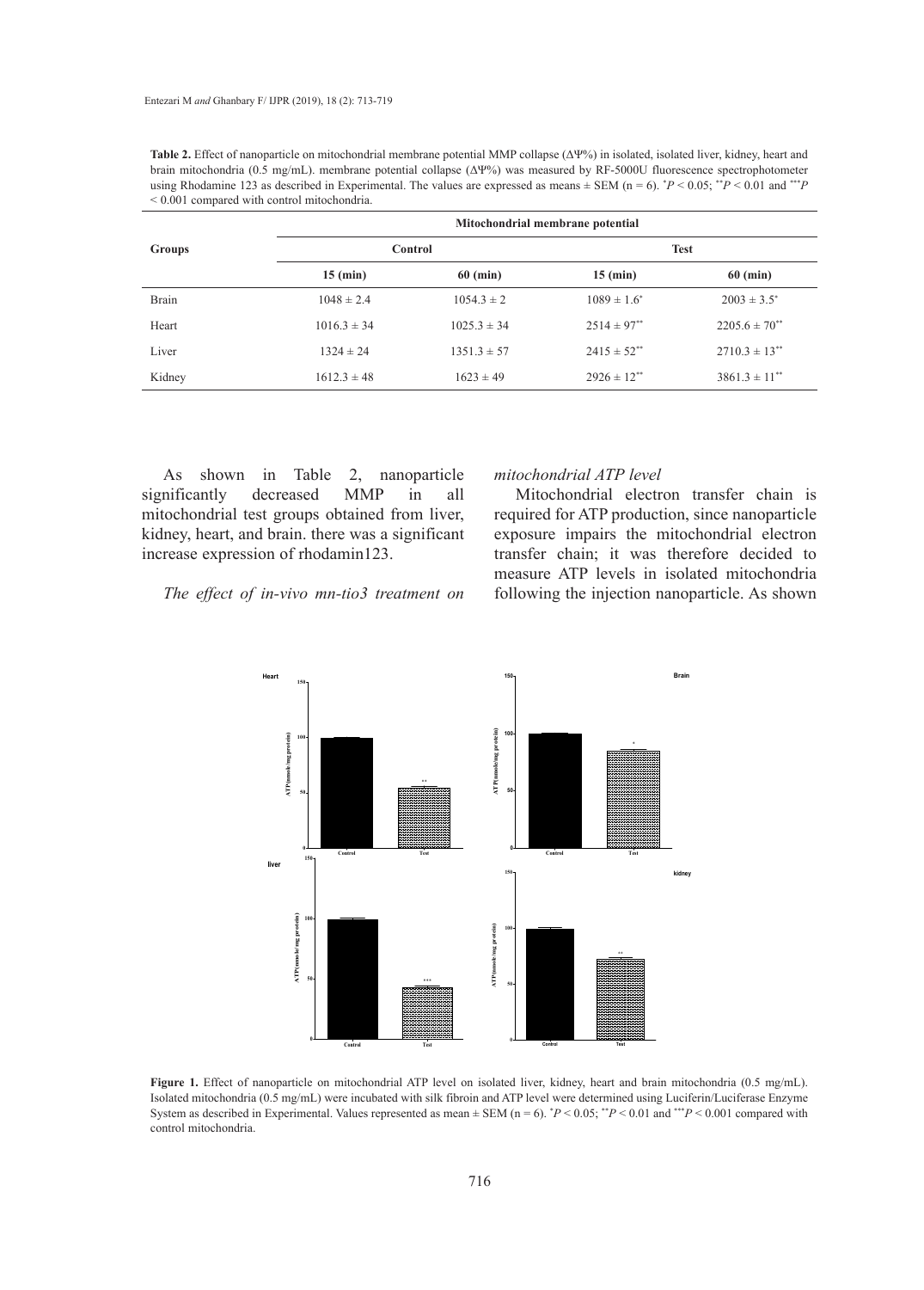**Table 2.** Effect of nanoparticle on mitochondrial membrane potential MMP collapse (ΔΨ%) in isolated, isolated liver, kidney, heart and brain mitochondria (0.5 mg/mL). membrane potential collapse (ΔΨ%) was measured by RF-5000U fluorescence spectrophotometer using Rhodamine 123 as described in Experimental. The values are expressed as means ± SEM (n = 6). $^{*}P < 0.05$; $^{**}P < 0.01$ and $^{***}P < 0.001$ compared with control mitochondria.

| Groups | Mitochondrial membrane potential | | | |
|---|---|---|---|---|
| | Control | | Test | |
| | 15 (min) | 60 (min) | 15 (min) | 60 (min) |
| Brain | 1048 ± 2.4 | 1054.3 ± 2 | $1089 \pm 1.6^{*}$ | $2003 \pm 3.5^{*}$ |
| Heart | 1016.3 ± 34 | 1025.3 ± 34 | $2514 \pm 97^{**}$ | $2205.6 \pm 70^{**}$ |
| Liver | 1324 ± 24 | 1351.3 ± 57 | $2415 \pm 52^{**}$ | $2710.3 \pm 13^{**}$ |
| Kidney | 1612.3 ± 48 | 1623 ± 49 | $2926 \pm 12^{**}$ | $3861.3 \pm 11^{**}$ |

As shown in Table 2, nanoparticle significantly decreased MMP in all mitochondrial test groups obtained from liver, kidney, heart, and brain. there was a significant increase expression of rhodamin123.

*The effect of in-vivo mn-tio3 treatment on mitochondrial ATP level*

Mitochondrial electron transfer chain is required for ATP production, since nanoparticle exposure impairs the mitochondrial electron transfer chain; it was therefore decided to measure ATP levels in isolated mitochondria following the injection nanoparticle. As shown

**Figure 1.** Effect of nanoparticle on mitochondrial ATP level on isolated liver, kidney, heart and brain mitochondria (0.5 mg/mL). Isolated mitochondria (0.5 mg/mL) were incubated with silk fibroin and ATP level were determined using Luciferin/Luciferase Enzyme System as described in Experimental. Values represented as mean ± SEM (n = 6). $^{*}P < 0.05$; $^{**}P < 0.01$ and $^{***}P < 0.001$ compared with control mitochondria.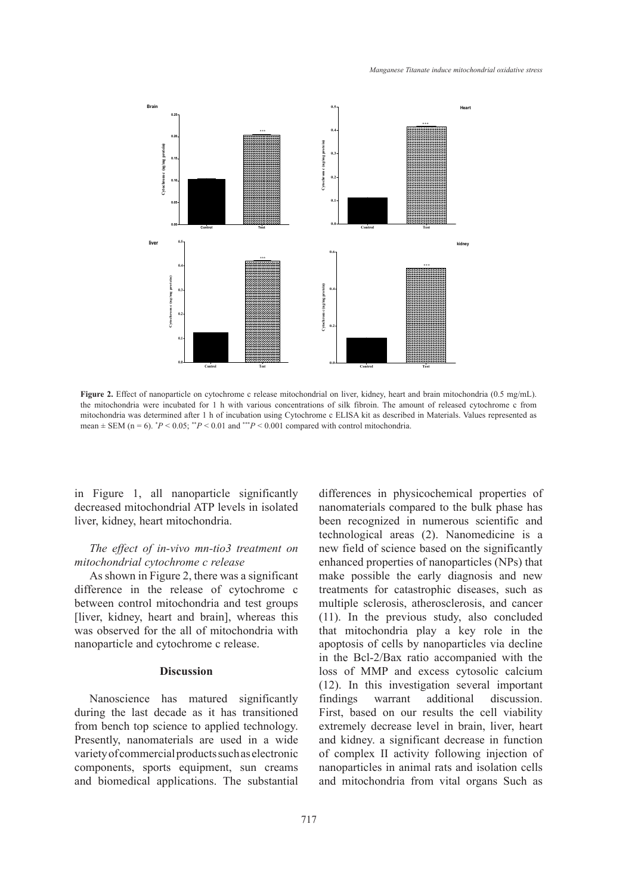**Figure 2.** Effect of nanoparticle on cytochrome c release mitochondrial on liver, kidney, heart and brain mitochondria (0.5 mg/mL). the mitochondria were incubated for 1 h with various concentrations of silk fibroin. The amount of released cytochrome c from mitochondria was determined after 1 h of incubation using Cytochrome c ELISA kit as described in Materials. Values represented as mean ± SEM (n = 6). $^{*}P < 0.05$; $^{**}P < 0.01$ and $^{***}P < 0.001$ compared with control mitochondria.

in Figure 1, all nanoparticle significantly decreased mitochondrial ATP levels in isolated liver, kidney, heart mitochondria.

*The effect of in-vivo mn-tio3 treatment on mitochondrial cytochrome c release*

As shown in Figure 2, there was a significant difference in the release of cytochrome c between control mitochondria and test groups [liver, kidney, heart and brain], whereas this was observed for the all of mitochondria with nanoparticle and cytochrome c release.

## Discussion

Nanoscience has matured significantly during the last decade as it has transitioned from bench top science to applied technology. Presently, nanomaterials are used in a wide variety of commercial products such as electronic components, sports equipment, sun creams and biomedical applications. The substantial differences in physicochemical properties of nanomaterials compared to the bulk phase has been recognized in numerous scientific and technological areas (2). Nanomedicine is a new field of science based on the significantly enhanced properties of nanoparticles (NPs) that make possible the early diagnosis and new treatments for catastrophic diseases, such as multiple sclerosis, atherosclerosis, and cancer (11). In the previous study, also concluded that mitochondria play a key role in the apoptosis of cells by nanoparticles via decline in the Bcl-2/Bax ratio accompanied with the loss of MMP and excess cytosolic calcium (12). In this investigation several important findings warrant additional discussion. First, based on our results the cell viability extremely decrease level in brain, liver, heart and kidney. a significant decrease in function of complex II activity following injection of nanoparticles in animal rats and isolation cells and mitochondria from vital organs Such as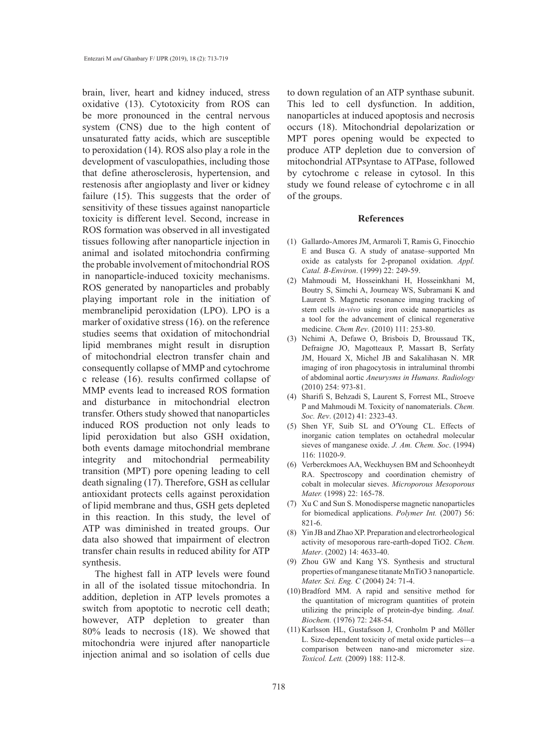brain, liver, heart and kidney induced, stress oxidative (13). Cytotoxicity from ROS can be more pronounced in the central nervous system (CNS) due to the high content of unsaturated fatty acids, which are susceptible to peroxidation (14). ROS also play a role in the development of vasculopathies, including those that define atherosclerosis, hypertension, and restenosis after angioplasty and liver or kidney failure (15). This suggests that the order of sensitivity of these tissues against nanoparticle toxicity is different level. Second, increase in ROS formation was observed in all investigated tissues following after nanoparticle injection in animal and isolated mitochondria confirming the probable involvement of mitochondrial ROS in nanoparticle-induced toxicity mechanisms. ROS generated by nanoparticles and probably playing important role in the initiation of membranelipid peroxidation (LPO). LPO is a marker of oxidative stress (16). on the reference studies seems that oxidation of mitochondrial lipid membranes might result in disruption of mitochondrial electron transfer chain and consequently collapse of MMP and cytochrome c release (16). results confirmed collapse of MMP events lead to increased ROS formation and disturbance in mitochondrial electron transfer. Others study showed that nanoparticles induced ROS production not only leads to lipid peroxidation but also GSH oxidation, both events damage mitochondrial membrane integrity and mitochondrial permeability transition (MPT) pore opening leading to cell death signaling (17). Therefore, GSH as cellular antioxidant protects cells against peroxidation of lipid membrane and thus, GSH gets depleted in this reaction. In this study, the level of ATP was diminished in treated groups. Our data also showed that impairment of electron transfer chain results in reduced ability for ATP synthesis.

The highest fall in ATP levels were found in all of the isolated tissue mitochondria. In addition, depletion in ATP levels promotes a switch from apoptotic to necrotic cell death; however, ATP depletion to greater than 80% leads to necrosis (18). We showed that mitochondria were injured after nanoparticle injection animal and so isolation of cells due to down regulation of an ATP synthase subunit. This led to cell dysfunction. In addition, nanoparticles at induced apoptosis and necrosis occurs (18). Mitochondrial depolarization or MPT pores opening would be expected to produce ATP depletion due to conversion of mitochondrial ATPsyntase to ATPase, followed by cytochrome c release in cytosol. In this study we found release of cytochrome c in all of the groups.

## References

(1) Gallardo-Amores JM, Armaroli T, Ramis G, Finocchio E and Busca G. A study of anatase–supported Mn oxide as catalysts for 2-propanol oxidation. *Appl. Catal. B-Environ*. (1999) 22: 249-59.

(2) Mahmoudi M, Hosseinkhani H, Hosseinkhani M, Boutry S, Simchi A, Journeay WS, Subramani K and Laurent S. Magnetic resonance imaging tracking of stem cells *in-vivo* using iron oxide nanoparticles as a tool for the advancement of clinical regenerative medicine. *Chem Rev*. (2010) 111: 253-80.

(3) Nchimi A, Defawe O, Brisbois D, Broussaud TK, Defraigne JO, Magotteaux P, Massart B, Serfaty JM, Houard X, Michel JB and Sakalihasan N. MR imaging of iron phagocytosis in intraluminal thrombi of abdominal aortic *Aneurysms in Humans. Radiology* (2010) 254: 973-81.

(4) Sharifi S, Behzadi S, Laurent S, Forrest ML, Stroeve P and Mahmoudi M. Toxicity of nanomaterials. *Chem. Soc. Rev*. (2012) 41: 2323-43.

(5) Shen YF, Suib SL and O′Young CL. Effects of inorganic cation templates on octahedral molecular sieves of manganese oxide. *J. Am. Chem. Soc*. (1994) 116: 11020-9.

(6) Verberckmoes AA, Weckhuysen BM and Schoonheydt RA. Spectroscopy and coordination chemistry of cobalt in molecular sieves. *Microporous Mesoporous Mater.* (1998) 22: 165-78.

(7) Xu C and Sun S. Monodisperse magnetic nanoparticles for biomedical applications. *Polymer Int.* (2007) 56: 821-6.

(8) Yin JB and Zhao XP. Preparation and electrorheological activity of mesoporous rare-earth-doped TiO2. *Chem. Mater*. (2002) 14: 4633-40.

(9) Zhou GW and Kang YS. Synthesis and structural properties of manganese titanate MnTiO 3 nanoparticle. *Mater. Sci. Eng. C* (2004) 24: 71-4.

(10) Bradford MM. A rapid and sensitive method for the quantitation of microgram quantities of protein utilizing the principle of protein-dye binding. *Anal. Biochem.* (1976) 72: 248-54.

(11) Karlsson HL, Gustafsson J, Cronholm P and Möller L. Size-dependent toxicity of metal oxide particles—a comparison between nano-and micrometer size. *Toxicol. Lett.* (2009) 188: 112-8.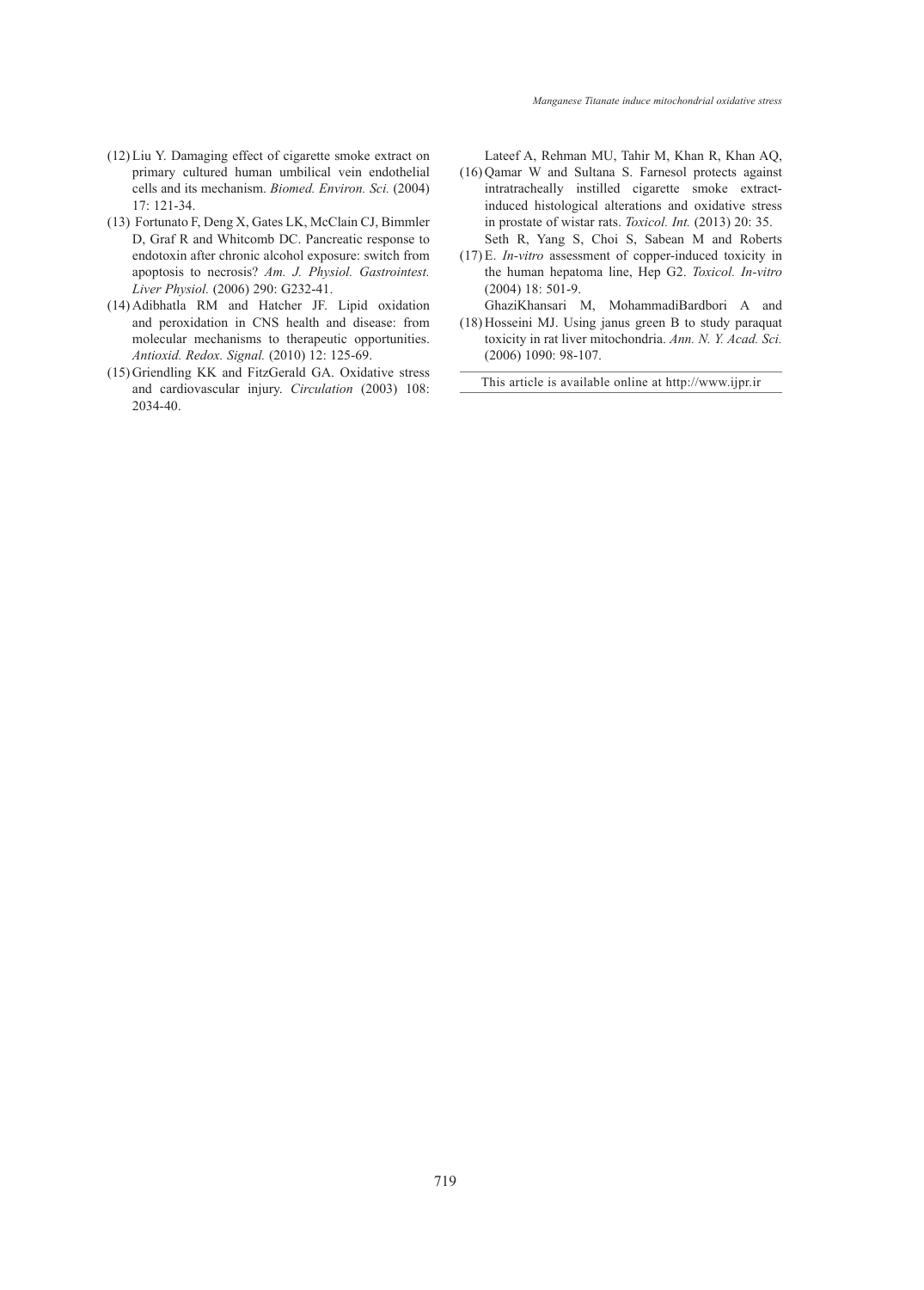(12) Liu Y. Damaging effect of cigarette smoke extract on primary cultured human umbilical vein endothelial cells and its mechanism. *Biomed. Environ. Sci.* (2004) 17: 121-34.

(13) Fortunato F, Deng X, Gates LK, McClain CJ, Bimmler D, Graf R and Whitcomb DC. Pancreatic response to endotoxin after chronic alcohol exposure: switch from apoptosis to necrosis? *Am. J. Physiol. Gastrointest. Liver Physiol.* (2006) 290: G232-41.

(14) Adibhatla RM and Hatcher JF. Lipid oxidation and peroxidation in CNS health and disease: from molecular mechanisms to therapeutic opportunities. *Antioxid. Redox. Signal.* (2010) 12: 125-69.

(15) Griendling KK and FitzGerald GA. Oxidative stress and cardiovascular injury. *Circulation* (2003) 108: 2034-40.

(16) Lateef A, Rehman MU, Tahir M, Khan R, Khan AQ, Qamar W and Sultana S. Farnesol protects against intratracheally instilled cigarette smoke extract-induced histological alterations and oxidative stress in prostate of wistar rats. *Toxicol. Int.* (2013) 20: 35.

(17) Seth R, Yang S, Choi S, Sabean M and Roberts E. *In-vitro* assessment of copper-induced toxicity in the human hepatoma line, Hep G2. *Toxicol. In-vitro* (2004) 18: 501-9.

(18) GhaziKhansari M, MohammadiBardbori A and Hosseini MJ. Using janus green B to study paraquat toxicity in rat liver mitochondria. *Ann. N. Y. Acad. Sci.* (2006) 1090: 98-107.

This article is available online at http://www.ijpr.ir